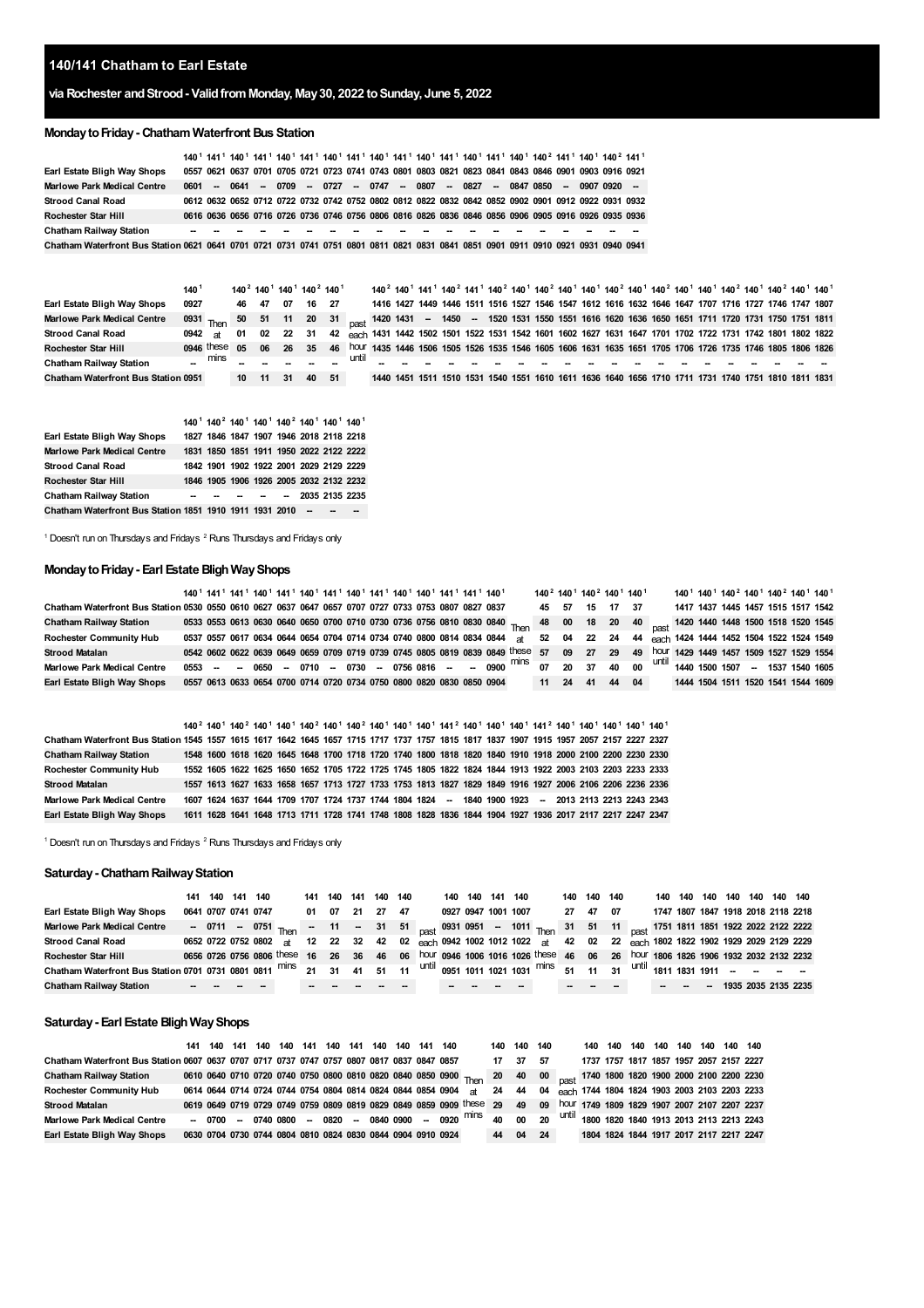# 140/141 Chatham to Earl Estate

## via Rochester and Strood - Valid from Monday, May 30, 2022 to Sunday, June 5, 2022

### Monday to Friday - Chatham Waterfront Bus Station

| | 140[1] | 141[1] | 140[1] | 141[1] | 140[1] | 141[1] | 140[1] | 141[1] | 140[1] | 141[1] | 140[1] | 141[1] | 140[1] | 141[1] | 140[1] | 140[2] | 141[1] | 140[1] | 140[2] | 141[1] |
|---|---|---|---|---|---|---|---|---|---|---|---|---|---|---|---|---|---|---|---|---|
| Earl Estate Bligh Way Shops | 0557 | 0621 | 0637 | 0701 | 0705 | 0721 | 0723 | 0741 | 0743 | 0801 | 0803 | 0821 | 0823 | 0841 | 0843 | 0846 | 0901 | 0903 | 0916 | 0921 |
| Marlowe Park Medical Centre | 0601 | -- | 0641 | -- | 0709 | -- | 0727 | -- | 0747 | -- | 0807 | -- | 0827 | -- | 0847 | 0850 | -- | 0907 | 0920 | -- |
| Strood Canal Road | 0612 | 0632 | 0652 | 0712 | 0722 | 0732 | 0742 | 0752 | 0802 | 0812 | 0822 | 0832 | 0842 | 0852 | 0902 | 0901 | 0912 | 0922 | 0931 | 0932 |
| Rochester Star Hill | 0616 | 0636 | 0656 | 0716 | 0726 | 0736 | 0746 | 0756 | 0806 | 0816 | 0826 | 0836 | 0846 | 0856 | 0906 | 0905 | 0916 | 0926 | 0935 | 0936 |
| Chatham Railway Station | -- | -- | -- | -- | -- | -- | -- | -- | -- | -- | -- | -- | -- | -- | -- | -- | -- | -- | -- | -- |
| Chatham Waterfront Bus Station | 0621 | 0641 | 0701 | 0721 | 0731 | 0741 | 0751 | 0801 | 0811 | 0821 | 0831 | 0841 | 0851 | 0901 | 0911 | 0910 | 0921 | 0931 | 0940 | 0941 |

| | 140[1] | Then at these mins | 140[2] | 140[1] | 140[1] | 140[1] | 140[2] | 140[1] | past each hour until | 140[2] | 140[1] | 141[1] | 140[2] | 141[1] | 140[2] | 140[1] | 140[2] | 140[1] | 140[1] | 140[2] | 140[1] | 140[2] | 140[1] | 140[1] | 140[2] | 140[1] | 140[2] | 140[1] | 140[1] |
|---|---|---|---|---|---|---|---|---|---|---|---|---|---|---|---|---|---|---|---|---|---|---|---|---|---|---|---|---|---|
| Earl Estate Bligh Way Shops | 0927 | | 46 | 47 | 07 | 16 | 27 | | | 1416 | 1427 | 1449 | 1446 | 1511 | 1516 | 1527 | 1546 | 1547 | 1612 | 1616 | 1632 | 1646 | 1647 | 1707 | 1716 | 1727 | 1746 | 1747 | 1807 |
| Marlowe Park Medical Centre | 0931 | | 50 | 51 | 11 | 20 | 31 | | | 1420 | 1431 | -- | 1450 | -- | 1520 | 1531 | 1550 | 1551 | 1616 | 1620 | 1636 | 1650 | 1651 | 1711 | 1720 | 1731 | 1750 | 1751 | 1811 |
| Strood Canal Road | 0942 | | 01 | 02 | 22 | 31 | 42 | | | 1431 | 1442 | 1502 | 1501 | 1522 | 1531 | 1542 | 1601 | 1602 | 1627 | 1631 | 1647 | 1701 | 1702 | 1722 | 1731 | 1742 | 1801 | 1802 | 1822 |
| Rochester Star Hill | 0946 | | 05 | 06 | 26 | 35 | 46 | | | 1435 | 1446 | 1506 | 1505 | 1526 | 1535 | 1546 | 1605 | 1606 | 1631 | 1635 | 1651 | 1705 | 1706 | 1726 | 1735 | 1746 | 1805 | 1806 | 1826 |
| Chatham Railway Station | -- | | -- | -- | -- | -- | -- | | | -- | -- | -- | -- | -- | -- | -- | -- | -- | -- | -- | -- | -- | -- | -- | -- | -- | -- | -- | -- |
| Chatham Waterfront Bus Station | 0951 | | 10 | 11 | 31 | 40 | 51 | | | 1440 | 1451 | 1511 | 1510 | 1531 | 1540 | 1551 | 1610 | 1611 | 1636 | 1640 | 1656 | 1710 | 1711 | 1731 | 1740 | 1751 | 1810 | 1811 | 1831 |

| | 140[1] | 140[2] | 140[1] | 140[1] | 140[2] | 140[1] | 140[1] | 140[1] |
|---|---|---|---|---|---|---|---|---|
| Earl Estate Bligh Way Shops | 1827 | 1846 | 1847 | 1907 | 1946 | 2018 | 2118 | 2218 |
| Marlowe Park Medical Centre | 1831 | 1850 | 1851 | 1911 | 1950 | 2022 | 2122 | 2222 |
| Strood Canal Road | 1842 | 1901 | 1902 | 1922 | 2001 | 2029 | 2129 | 2229 |
| Rochester Star Hill | 1846 | 1905 | 1906 | 1926 | 2005 | 2032 | 2132 | 2232 |
| Chatham Railway Station | -- | -- | -- | -- | -- | 2035 | 2135 | 2235 |
| Chatham Waterfront Bus Station | 1851 | 1910 | 1911 | 1931 | 2010 | -- | -- | -- |

[1] Doesn't run on Thursdays and Fridays [2] Runs Thursdays and Fridays only

### Monday to Friday - Earl Estate Bligh Way Shops

| | 140[1] | 141[1] | 141[1] | 140[1] | 141[1] | 140[1] | 141[1] | 140[1] | 141[1] | 140[1] | 140[1] | 141[1] | 141[1] | 140[1] | Then at these mins | 140[2] | 140[1] | 140[2] | 140[1] | 140[1] | past each hour until | 140[1] | 140[1] | 140[2] | 140[1] | 140[2] | 140[1] | 140[1] |
|---|---|---|---|---|---|---|---|---|---|---|---|---|---|---|---|---|---|---|---|---|---|---|---|---|---|---|---|---|
| Chatham Waterfront Bus Station | 0530 | 0550 | 0610 | 0627 | 0637 | 0647 | 0657 | 0707 | 0727 | 0733 | 0753 | 0807 | 0827 | 0837 | | 45 | 57 | 15 | 17 | 37 | | 1417 | 1437 | 1445 | 1457 | 1515 | 1517 | 1542 |
| Chatham Railway Station | 0533 | 0553 | 0613 | 0630 | 0640 | 0650 | 0700 | 0710 | 0730 | 0736 | 0756 | 0810 | 0830 | 0840 | | 48 | 00 | 18 | 20 | 40 | | 1420 | 1440 | 1448 | 1500 | 1518 | 1520 | 1545 |
| Rochester Community Hub | 0537 | 0557 | 0617 | 0634 | 0644 | 0654 | 0704 | 0714 | 0734 | 0740 | 0800 | 0814 | 0834 | 0844 | | 52 | 04 | 22 | 24 | 44 | | 1424 | 1444 | 1452 | 1504 | 1522 | 1524 | 1549 |
| Strood Matalan | 0542 | 0602 | 0622 | 0639 | 0649 | 0659 | 0709 | 0719 | 0739 | 0745 | 0805 | 0819 | 0839 | 0849 | | 57 | 09 | 27 | 29 | 49 | | 1429 | 1449 | 1457 | 1509 | 1527 | 1529 | 1554 |
| Marlowe Park Medical Centre | 0553 | -- | -- | 0650 | -- | 0710 | -- | 0730 | -- | 0756 | 0816 | -- | -- | 0900 | | 07 | 20 | 37 | 40 | 00 | | 1440 | 1500 | 1507 | -- | 1537 | 1540 | 1605 |
| Earl Estate Bligh Way Shops | 0557 | 0613 | 0633 | 0654 | 0700 | 0714 | 0720 | 0734 | 0750 | 0800 | 0820 | 0830 | 0850 | 0904 | | 11 | 24 | 41 | 44 | 04 | | 1444 | 1504 | 1511 | 1520 | 1541 | 1544 | 1609 |

| | 140[2] | 140[1] | 140[2] | 140[1] | 140[1] | 140[2] | 140[1] | 140[2] | 140[1] | 140[1] | 140[1] | 141[2] | 140[1] | 140[1] | 140[1] | 141[2] | 140[1] | 140[1] | 140[1] | 140[1] | 140[1] |
|---|---|---|---|---|---|---|---|---|---|---|---|---|---|---|---|---|---|---|---|---|---|
| Chatham Waterfront Bus Station | 1545 | 1557 | 1615 | 1617 | 1642 | 1645 | 1657 | 1715 | 1717 | 1737 | 1757 | 1815 | 1817 | 1837 | 1907 | 1915 | 1957 | 2057 | 2157 | 2227 | 2327 |
| Chatham Railway Station | 1548 | 1600 | 1618 | 1620 | 1645 | 1648 | 1700 | 1718 | 1720 | 1740 | 1800 | 1818 | 1820 | 1840 | 1910 | 1918 | 2000 | 2100 | 2200 | 2230 | 2330 |
| Rochester Community Hub | 1552 | 1605 | 1622 | 1625 | 1650 | 1652 | 1705 | 1722 | 1725 | 1745 | 1805 | 1822 | 1824 | 1844 | 1913 | 1922 | 2003 | 2103 | 2203 | 2233 | 2333 |
| Strood Matalan | 1557 | 1613 | 1627 | 1633 | 1658 | 1657 | 1713 | 1727 | 1733 | 1753 | 1813 | 1827 | 1829 | 1849 | 1916 | 1927 | 2006 | 2106 | 2206 | 2236 | 2336 |
| Marlowe Park Medical Centre | 1607 | 1624 | 1637 | 1644 | 1709 | 1707 | 1724 | 1737 | 1744 | 1804 | 1824 | -- | 1840 | 1900 | 1923 | -- | 2013 | 2113 | 2213 | 2243 | 2343 |
| Earl Estate Bligh Way Shops | 1611 | 1628 | 1641 | 1648 | 1713 | 1711 | 1728 | 1741 | 1748 | 1808 | 1828 | 1836 | 1844 | 1904 | 1927 | 1936 | 2017 | 2117 | 2217 | 2247 | 2347 |

[1] Doesn't run on Thursdays and Fridays [2] Runs Thursdays and Fridays only

### Saturday - Chatham Railway Station

| | 141 | 140 | 141 | 140 | Then at these mins | 141 | 140 | 141 | 140 | 140 | past each hour until | 140 | 140 | 141 | 140 | Then at these mins | 140 | 140 | 140 | past each hour until | 140 | 140 | 140 | 140 | 140 | 140 | 140 |
|---|---|---|---|---|---|---|---|---|---|---|---|---|---|---|---|---|---|---|---|---|---|---|---|---|---|---|---|
| Earl Estate Bligh Way Shops | 0641 | 0707 | 0741 | 0747 | | 01 | 07 | 21 | 27 | 47 | | 0927 | 0947 | 1001 | 1007 | | 27 | 47 | 07 | | 1747 | 1807 | 1847 | 1918 | 2018 | 2118 | 2218 |
| Marlowe Park Medical Centre | -- | 0711 | -- | 0751 | | -- | 11 | -- | 31 | 51 | | 0931 | 0951 | -- | 1011 | | 31 | 51 | 11 | | 1751 | 1811 | 1851 | 1922 | 2022 | 2122 | 2222 |
| Strood Canal Road | 0652 | 0722 | 0752 | 0802 | | 12 | 22 | 32 | 42 | 02 | | 0942 | 1002 | 1012 | 1022 | | 42 | 02 | 22 | | 1802 | 1822 | 1902 | 1929 | 2029 | 2129 | 2229 |
| Rochester Star Hill | 0656 | 0726 | 0756 | 0806 | | 16 | 26 | 36 | 46 | 06 | | 0946 | 1006 | 1016 | 1026 | | 46 | 06 | 26 | | 1806 | 1826 | 1906 | 1932 | 2032 | 2132 | 2232 |
| Chatham Waterfront Bus Station | 0701 | 0731 | 0801 | 0811 | | 21 | 31 | 41 | 51 | 11 | | 0951 | 1011 | 1021 | 1031 | | 51 | 11 | 31 | | 1811 | 1831 | 1911 | -- | -- | -- | -- |
| Chatham Railway Station | -- | -- | -- | -- | | -- | -- | -- | -- | -- | | -- | -- | -- | -- | | -- | -- | -- | | -- | -- | -- | 1935 | 2035 | 2135 | 2235 |

### Saturday - Earl Estate Bligh Way Shops

| | 141 | 140 | 141 | 140 | 140 | 141 | 140 | 141 | 140 | 140 | 141 | 140 | Then at these mins | 140 | 140 | 140 | past each hour until | 140 | 140 | 140 | 140 | 140 | 140 | 140 | 140 |
|---|---|---|---|---|---|---|---|---|---|---|---|---|---|---|---|---|---|---|---|---|---|---|---|---|---|
| Chatham Waterfront Bus Station | 0607 | 0637 | 0707 | 0717 | 0737 | 0747 | 0757 | 0807 | 0817 | 0837 | 0847 | 0857 | | 17 | 37 | 57 | | 1737 | 1757 | 1817 | 1857 | 1957 | 2057 | 2157 | 2227 |
| Chatham Railway Station | 0610 | 0640 | 0710 | 0720 | 0740 | 0750 | 0800 | 0810 | 0820 | 0840 | 0850 | 0900 | | 20 | 40 | 00 | | 1740 | 1800 | 1820 | 1900 | 2000 | 2100 | 2200 | 2230 |
| Rochester Community Hub | 0614 | 0644 | 0714 | 0724 | 0744 | 0754 | 0804 | 0814 | 0824 | 0844 | 0854 | 0904 | | 24 | 44 | 04 | | 1744 | 1804 | 1824 | 1903 | 2003 | 2103 | 2203 | 2233 |
| Strood Matalan | 0619 | 0649 | 0719 | 0729 | 0749 | 0759 | 0809 | 0819 | 0829 | 0849 | 0859 | 0909 | | 29 | 49 | 09 | | 1749 | 1809 | 1829 | 1907 | 2007 | 2107 | 2207 | 2237 |
| Marlowe Park Medical Centre | -- | 0700 | -- | 0740 | 0800 | -- | 0820 | -- | 0840 | 0900 | -- | 0920 | | 40 | 00 | 20 | | 1800 | 1820 | 1840 | 1913 | 2013 | 2113 | 2213 | 2243 |
| Earl Estate Bligh Way Shops | 0630 | 0704 | 0730 | 0744 | 0804 | 0810 | 0824 | 0830 | 0844 | 0904 | 0910 | 0924 | | 44 | 04 | 24 | | 1804 | 1824 | 1844 | 1917 | 2017 | 2117 | 2217 | 2247 |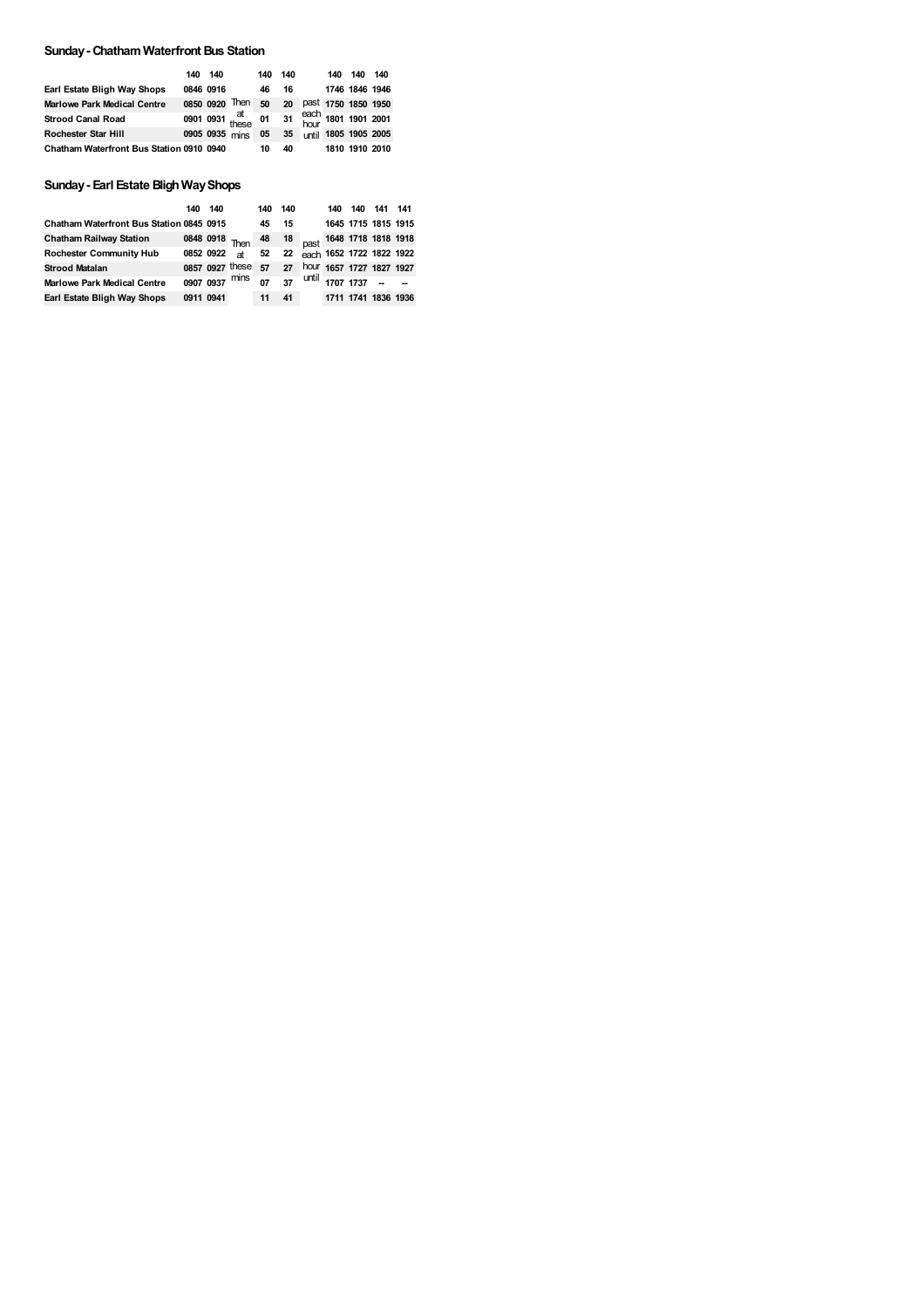## Sunday - Chatham Waterfront Bus Station

| | 140 | 140 | | 140 | 140 | | 140 | 140 | 140 |
|---|---|---|---|---|---|---|---|---|---|
| Earl Estate Bligh Way Shops | 0846 | 0916 | | 46 | 16 | | 1746 | 1846 | 1946 |
| Marlowe Park Medical Centre | 0850 | 0920 | Then | 50 | 20 | past | 1750 | 1850 | 1950 |
| Strood Canal Road | 0901 | 0931 | at these | 01 | 31 | each hour | 1801 | 1901 | 2001 |
| Rochester Star Hill | 0905 | 0935 | mins | 05 | 35 | until | 1805 | 1905 | 2005 |
| Chatham Waterfront Bus Station | 0910 | 0940 | | 10 | 40 | | 1810 | 1910 | 2010 |

## Sunday - Earl Estate Bligh Way Shops

| | 140 | 140 | | 140 | 140 | | 140 | 140 | 141 | 141 |
|---|---|---|---|---|---|---|---|---|---|---|
| Chatham Waterfront Bus Station | 0845 | 0915 | | 45 | 15 | | 1645 | 1715 | 1815 | 1915 |
| Chatham Railway Station | 0848 | 0918 | Then | 48 | 18 | past | 1648 | 1718 | 1818 | 1918 |
| Rochester Community Hub | 0852 | 0922 | at | 52 | 22 | each | 1652 | 1722 | 1822 | 1922 |
| Strood Matalan | 0857 | 0927 | these | 57 | 27 | hour | 1657 | 1727 | 1827 | 1927 |
| Marlowe Park Medical Centre | 0907 | 0937 | mins | 07 | 37 | until | 1707 | 1737 | -- | -- |
| Earl Estate Bligh Way Shops | 0911 | 0941 | | 11 | 41 | | 1711 | 1741 | 1836 | 1936 |